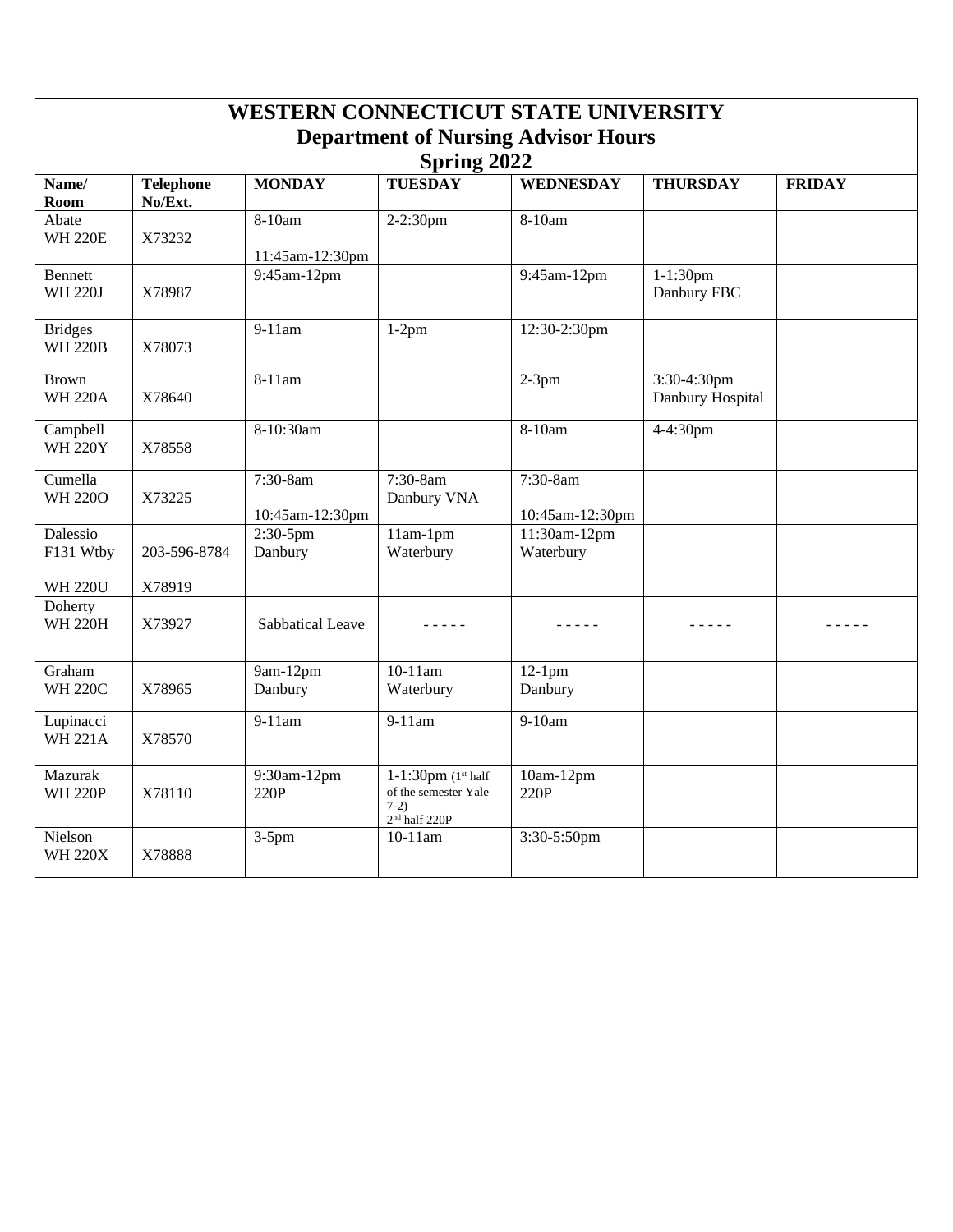# WESTERN CONNECTICUT STATE UNIVERSITY
## Department of Nursing Advisor Hours
## Spring 2022

| Name/ Room | Telephone No/Ext. | MONDAY | TUESDAY | WEDNESDAY | THURSDAY | FRIDAY |
|---|---|---|---|---|---|---|
| Abate WH 220E | X73232 | 8-10am 11:45am-12:30pm | 2-2:30pm | 8-10am | | |
| Bennett WH 220J | X78987 | 9:45am-12pm | | 9:45am-12pm | 1-1:30pm Danbury FBC | |
| Bridges WH 220B | X78073 | 9-11am | 1-2pm | 12:30-2:30pm | | |
| Brown WH 220A | X78640 | 8-11am | | 2-3pm | 3:30-4:30pm Danbury Hospital | |
| Campbell WH 220Y | X78558 | 8-10:30am | | 8-10am | 4-4:30pm | |
| Cumella WH 220O | X73225 | 7:30-8am 10:45am-12:30pm | 7:30-8am Danbury VNA | 7:30-8am 10:45am-12:30pm | | |
| Dalessio F131 Wtby WH 220U | 203-596-8784 X78919 | 2:30-5pm Danbury | 11am-1pm Waterbury | 11:30am-12pm Waterbury | | |
| Doherty WH 220H | X73927 | Sabbatical Leave | - - - - - | - - - - - | - - - - - | - - - - - |
| Graham WH 220C | X78965 | 9am-12pm Danbury | 10-11am Waterbury | 12-1pm Danbury | | |
| Lupinacci WH 221A | X78570 | 9-11am | 9-11am | 9-10am | | |
| Mazurak WH 220P | X78110 | 9:30am-12pm 220P | 1-1:30pm (1st half of the semester Yale 7-2) 2nd half 220P | 10am-12pm 220P | | |
| Nielson WH 220X | X78888 | 3-5pm | 10-11am | 3:30-5:50pm | | |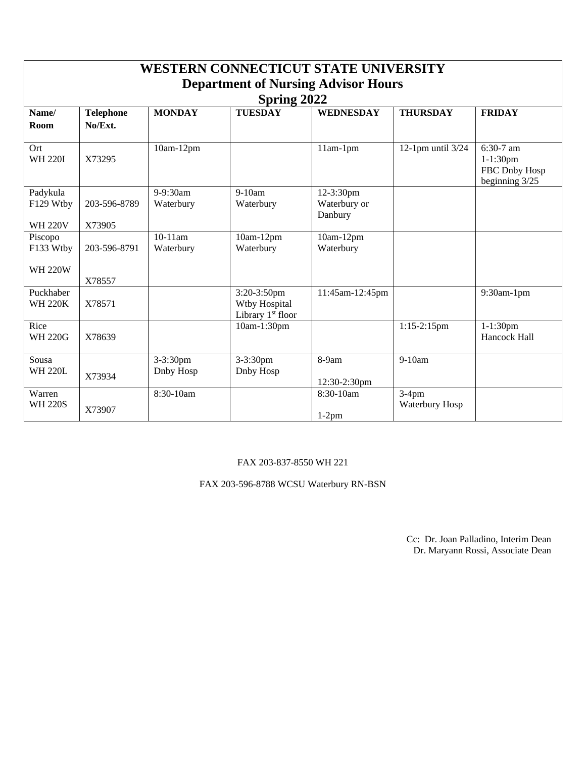# WESTERN CONNECTICUT STATE UNIVERSITY
## Department of Nursing Advisor Hours
## Spring 2022

| Name/ Room | Telephone No/Ext. | MONDAY | TUESDAY | WEDNESDAY | THURSDAY | FRIDAY |
|---|---|---|---|---|---|---|
| Ort WH 220I | X73295 | 10am-12pm | | 11am-1pm | 12-1pm until 3/24 | 6:30-7 am 1-1:30pm FBC Dnby Hosp beginning 3/25 |
| Padykula F129 Wtby WH 220V | 203-596-8789 X73905 | 9-9:30am Waterbury | 9-10am Waterbury | 12-3:30pm Waterbury or Danbury | | |
| Piscopo F133 Wtby WH 220W | 203-596-8791 X78557 | 10-11am Waterbury | 10am-12pm Waterbury | 10am-12pm Waterbury | | |
| Puckhaber WH 220K | X78571 | | 3:20-3:50pm Wtby Hospital Library 1st floor | 11:45am-12:45pm | | 9:30am-1pm |
| Rice WH 220G | X78639 | | 10am-1:30pm | | 1:15-2:15pm | 1-1:30pm Hancock Hall |
| Sousa WH 220L | X73934 | 3-3:30pm Dnby Hosp | 3-3:30pm Dnby Hosp | 8-9am 12:30-2:30pm | 9-10am | |
| Warren WH 220S | X73907 | 8:30-10am | | 8:30-10am 1-2pm | 3-4pm Waterbury Hosp | |

FAX 203-837-8550 WH 221

FAX 203-596-8788 WCSU Waterbury RN-BSN

Cc: Dr. Joan Palladino, Interim Dean
Dr. Maryann Rossi, Associate Dean